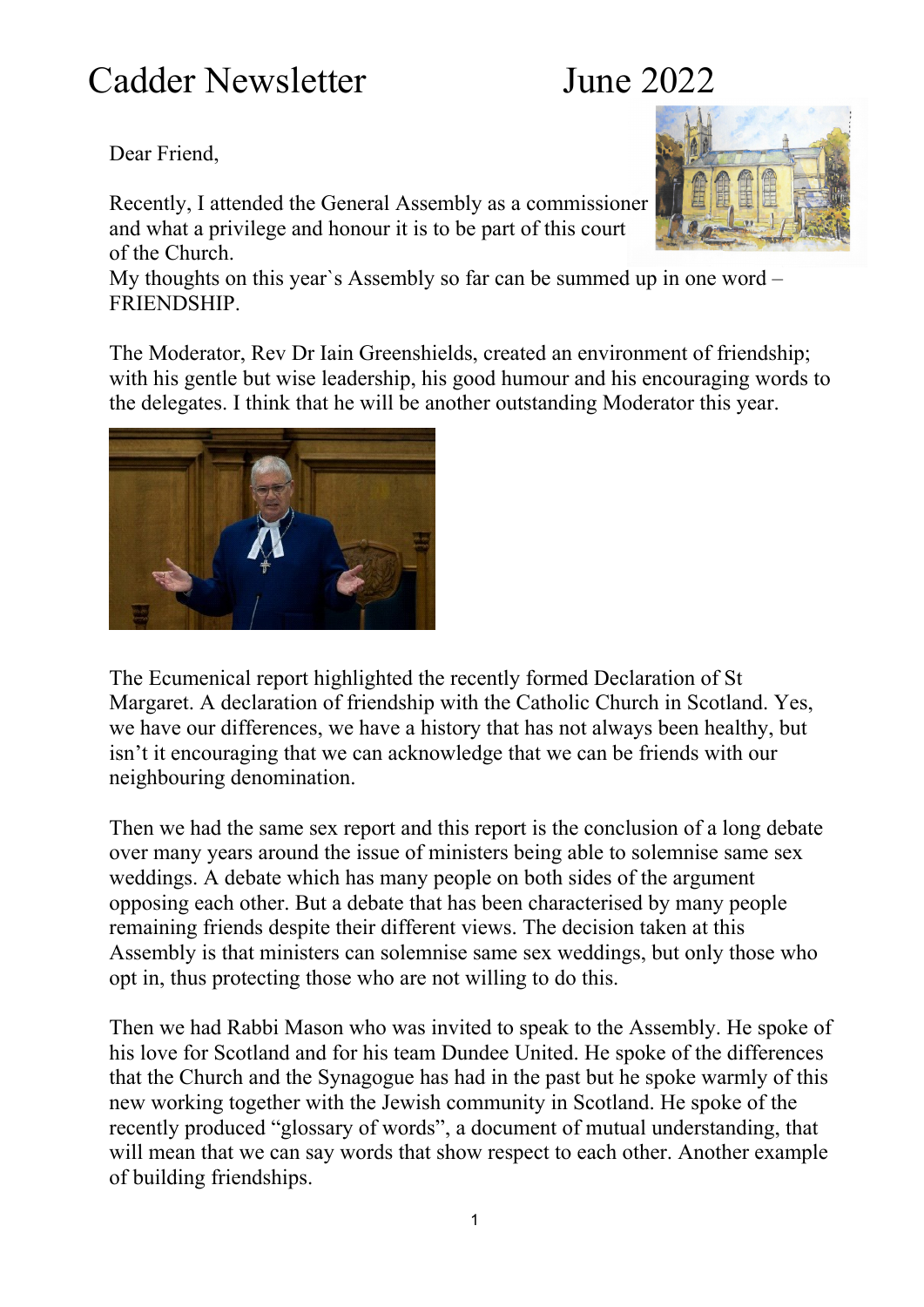# Cadder Newsletter June 2022

Dear Friend,

Recently, I attended the General Assembly as a commissioner and what a privilege and honour it is to be part of this court of the Church.
My thoughts on this year`s Assembly so far can be summed up in one word – FRIENDSHIP.

The Moderator, Rev Dr Iain Greenshields, created an environment of friendship; with his gentle but wise leadership, his good humour and his encouraging words to the delegates. I think that he will be another outstanding Moderator this year.

The Ecumenical report highlighted the recently formed Declaration of St Margaret. A declaration of friendship with the Catholic Church in Scotland. Yes, we have our differences, we have a history that has not always been healthy, but isn't it encouraging that we can acknowledge that we can be friends with our neighbouring denomination.

Then we had the same sex report and this report is the conclusion of a long debate over many years around the issue of ministers being able to solemnise same sex weddings. A debate which has many people on both sides of the argument opposing each other. But a debate that has been characterised by many people remaining friends despite their different views. The decision taken at this Assembly is that ministers can solemnise same sex weddings, but only those who opt in, thus protecting those who are not willing to do this.

Then we had Rabbi Mason who was invited to speak to the Assembly. He spoke of his love for Scotland and for his team Dundee United. He spoke of the differences that the Church and the Synagogue has had in the past but he spoke warmly of this new working together with the Jewish community in Scotland. He spoke of the recently produced "glossary of words", a document of mutual understanding, that will mean that we can say words that show respect to each other. Another example of building friendships.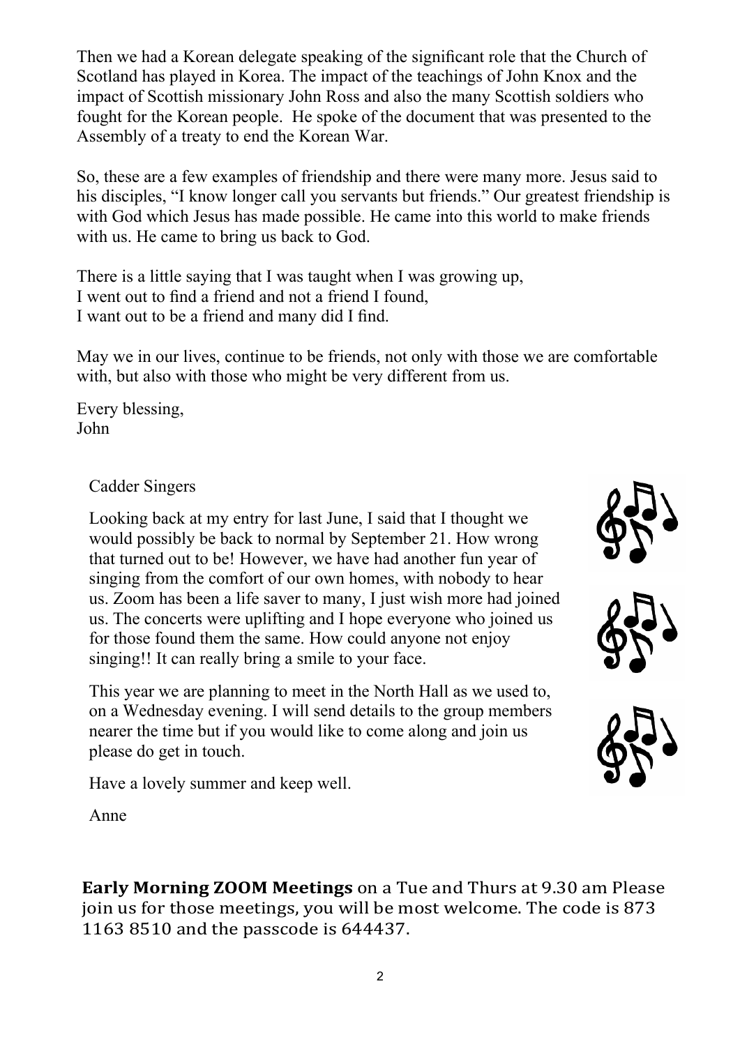Then we had a Korean delegate speaking of the significant role that the Church of Scotland has played in Korea. The impact of the teachings of John Knox and the impact of Scottish missionary John Ross and also the many Scottish soldiers who fought for the Korean people. He spoke of the document that was presented to the Assembly of a treaty to end the Korean War.

So, these are a few examples of friendship and there were many more. Jesus said to his disciples, "I know longer call you servants but friends." Our greatest friendship is with God which Jesus has made possible. He came into this world to make friends with us. He came to bring us back to God.

There is a little saying that I was taught when I was growing up,
I went out to find a friend and not a friend I found,
I want out to be a friend and many did I find.

May we in our lives, continue to be friends, not only with those we are comfortable with, but also with those who might be very different from us.

Every blessing,
John

Cadder Singers

Looking back at my entry for last June, I said that I thought we would possibly be back to normal by September 21. How wrong that turned out to be! However, we have had another fun year of singing from the comfort of our own homes, with nobody to hear us. Zoom has been a life saver to many, I just wish more had joined us. The concerts were uplifting and I hope everyone who joined us for those found them the same. How could anyone not enjoy singing!! It can really bring a smile to your face.

This year we are planning to meet in the North Hall as we used to, on a Wednesday evening. I will send details to the group members nearer the time but if you would like to come along and join us please do get in touch.

Have a lovely summer and keep well.

Anne

**Early Morning ZOOM Meetings** on a Tue and Thurs at 9.30 am Please join us for those meetings, you will be most welcome. The code is 873 1163 8510 and the passcode is 644437.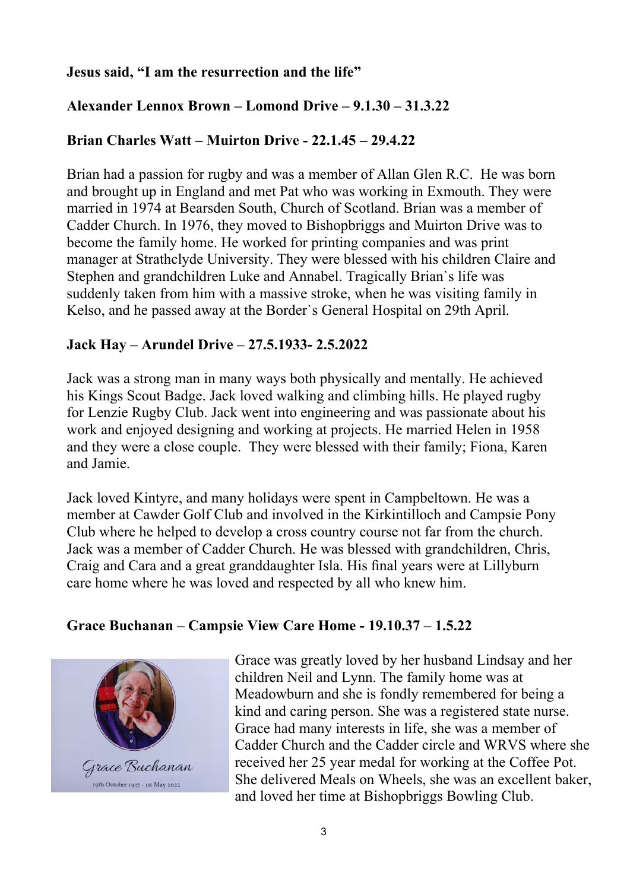**Jesus said, "I am the resurrection and the life"**

**Alexander Lennox Brown – Lomond Drive – 9.1.30 – 31.3.22**

**Brian Charles Watt – Muirton Drive - 22.1.45 – 29.4.22**

Brian had a passion for rugby and was a member of Allan Glen R.C. He was born and brought up in England and met Pat who was working in Exmouth. They were married in 1974 at Bearsden South, Church of Scotland. Brian was a member of Cadder Church. In 1976, they moved to Bishopbriggs and Muirton Drive was to become the family home. He worked for printing companies and was print manager at Strathclyde University. They were blessed with his children Claire and Stephen and grandchildren Luke and Annabel. Tragically Brian`s life was suddenly taken from him with a massive stroke, when he was visiting family in Kelso, and he passed away at the Border`s General Hospital on 29th April.

**Jack Hay – Arundel Drive – 27.5.1933- 2.5.2022**

Jack was a strong man in many ways both physically and mentally. He achieved his Kings Scout Badge. Jack loved walking and climbing hills. He played rugby for Lenzie Rugby Club. Jack went into engineering and was passionate about his work and enjoyed designing and working at projects. He married Helen in 1958 and they were a close couple. They were blessed with their family; Fiona, Karen and Jamie.

Jack loved Kintyre, and many holidays were spent in Campbeltown. He was a member at Cawder Golf Club and involved in the Kirkintilloch and Campsie Pony Club where he helped to develop a cross country course not far from the church. Jack was a member of Cadder Church. He was blessed with grandchildren, Chris, Craig and Cara and a great granddaughter Isla. His final years were at Lillyburn care home where he was loved and respected by all who knew him.

**Grace Buchanan – Campsie View Care Home - 19.10.37 – 1.5.22**

Grace Buchanan
19th October 1937 - 1st May 2022

Grace was greatly loved by her husband Lindsay and her children Neil and Lynn. The family home was at Meadowburn and she is fondly remembered for being a kind and caring person. She was a registered state nurse. Grace had many interests in life, she was a member of Cadder Church and the Cadder circle and WRVS where she received her 25 year medal for working at the Coffee Pot. She delivered Meals on Wheels, she was an excellent baker, and loved her time at Bishopbriggs Bowling Club.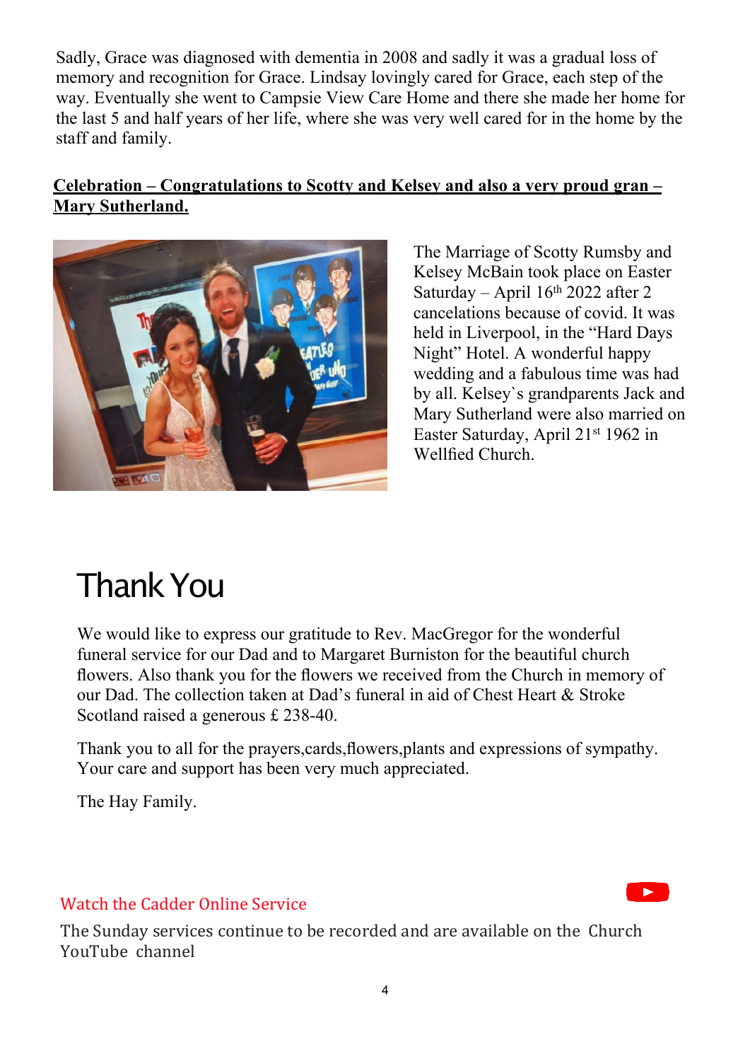Sadly, Grace was diagnosed with dementia in 2008 and sadly it was a gradual loss of memory and recognition for Grace. Lindsay lovingly cared for Grace, each step of the way. Eventually she went to Campsie View Care Home and there she made her home for the last 5 and half years of her life, where she was very well cared for in the home by the staff and family.

**Celebration – Congratulations to Scotty and Kelsey and also a very proud gran – Mary Sutherland.**

The Marriage of Scotty Rumsby and Kelsey McBain took place on Easter Saturday – April 16th 2022 after 2 cancelations because of covid. It was held in Liverpool, in the "Hard Days Night" Hotel. A wonderful happy wedding and a fabulous time was had by all. Kelsey`s grandparents Jack and Mary Sutherland were also married on Easter Saturday, April 21st 1962 in Wellfied Church.

# Thank You

We would like to express our gratitude to Rev. MacGregor for the wonderful funeral service for our Dad and to Margaret Burniston for the beautiful church flowers. Also thank you for the flowers we received from the Church in memory of our Dad. The collection taken at Dad's funeral in aid of Chest Heart & Stroke Scotland raised a generous £ 238-40.

Thank you to all for the prayers,cards,flowers,plants and expressions of sympathy. Your care and support has been very much appreciated.

The Hay Family.

Watch the Cadder Online Service

The Sunday services continue to be recorded and are available on the Church YouTube channel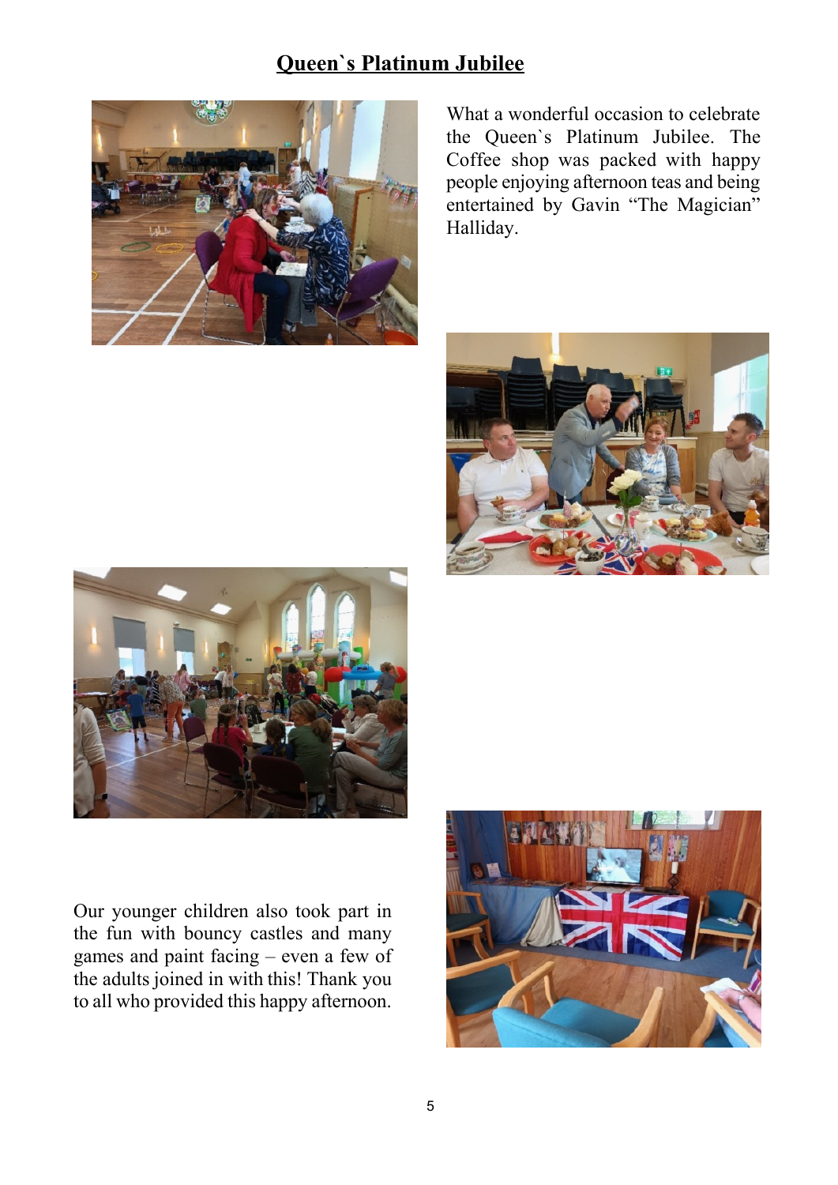# Queen`s Platinum Jubilee

What a wonderful occasion to celebrate the Queen`s Platinum Jubilee. The Coffee shop was packed with happy people enjoying afternoon teas and being entertained by Gavin "The Magician" Halliday.

Our younger children also took part in the fun with bouncy castles and many games and paint facing – even a few of the adults joined in with this! Thank you to all who provided this happy afternoon.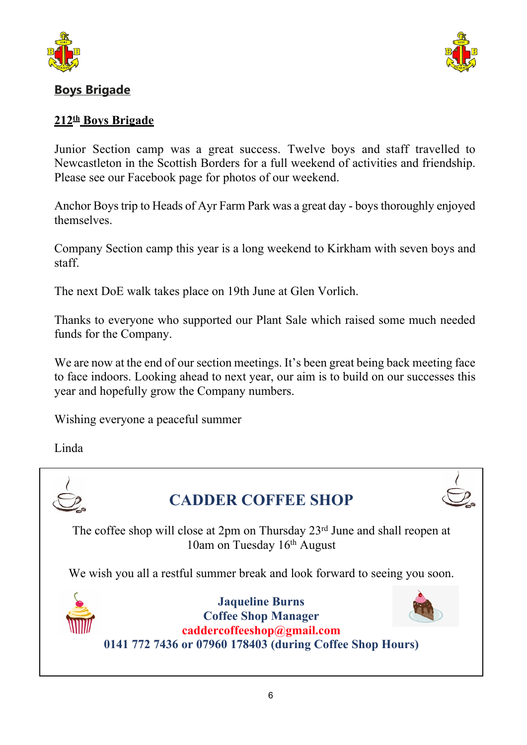## Boys Brigade

### 212th Boys Brigade

Junior Section camp was a great success. Twelve boys and staff travelled to Newcastleton in the Scottish Borders for a full weekend of activities and friendship. Please see our Facebook page for photos of our weekend.

Anchor Boys trip to Heads of Ayr Farm Park was a great day - boys thoroughly enjoyed themselves.

Company Section camp this year is a long weekend to Kirkham with seven boys and staff.

The next DoE walk takes place on 19th June at Glen Vorlich.

Thanks to everyone who supported our Plant Sale which raised some much needed funds for the Company.

We are now at the end of our section meetings. It's been great being back meeting face to face indoors. Looking ahead to next year, our aim is to build on our successes this year and hopefully grow the Company numbers.

Wishing everyone a peaceful summer

Linda

## CADDER COFFEE SHOP

The coffee shop will close at 2pm on Thursday 23rd June and shall reopen at 10am on Tuesday 16th August

We wish you all a restful summer break and look forward to seeing you soon.

**Jaqueline Burns**
**Coffee Shop Manager**
**caddercoffeeshop@gmail.com**
**0141 772 7436 or 07960 178403 (during Coffee Shop Hours)**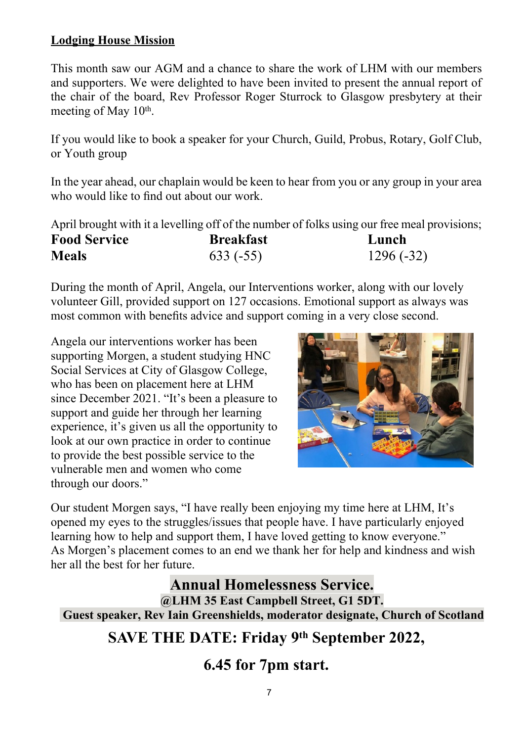## Lodging House Mission

This month saw our AGM and a chance to share the work of LHM with our members and supporters. We were delighted to have been invited to present the annual report of the chair of the board, Rev Professor Roger Sturrock to Glasgow presbytery at their meeting of May 10th.

If you would like to book a speaker for your Church, Guild, Probus, Rotary, Golf Club, or Youth group

In the year ahead, our chaplain would be keen to hear from you or any group in your area who would like to find out about our work.

April brought with it a levelling off of the number of folks using our free meal provisions;

| **Food Service** | **Breakfast** | **Lunch** |
|---|---|---|
| **Meals** | 633 (-55) | 1296 (-32) |

During the month of April, Angela, our Interventions worker, along with our lovely volunteer Gill, provided support on 127 occasions. Emotional support as always was most common with benefits advice and support coming in a very close second.

Angela our interventions worker has been supporting Morgen, a student studying HNC Social Services at City of Glasgow College, who has been on placement here at LHM since December 2021. "It's been a pleasure to support and guide her through her learning experience, it's given us all the opportunity to look at our own practice in order to continue to provide the best possible service to the vulnerable men and women who come through our doors."

Our student Morgen says, "I have really been enjoying my time here at LHM, It's opened my eyes to the struggles/issues that people have. I have particularly enjoyed learning how to help and support them, I have loved getting to know everyone."
As Morgen's placement comes to an end we thank her for help and kindness and wish her all the best for her future.

**Annual Homelessness Service.**

**@LHM 35 East Campbell Street, G1 5DT.**

**Guest speaker, Rev Iain Greenshields, moderator designate, Church of Scotland**

**SAVE THE DATE: Friday 9th September 2022,**

**6.45 for 7pm start.**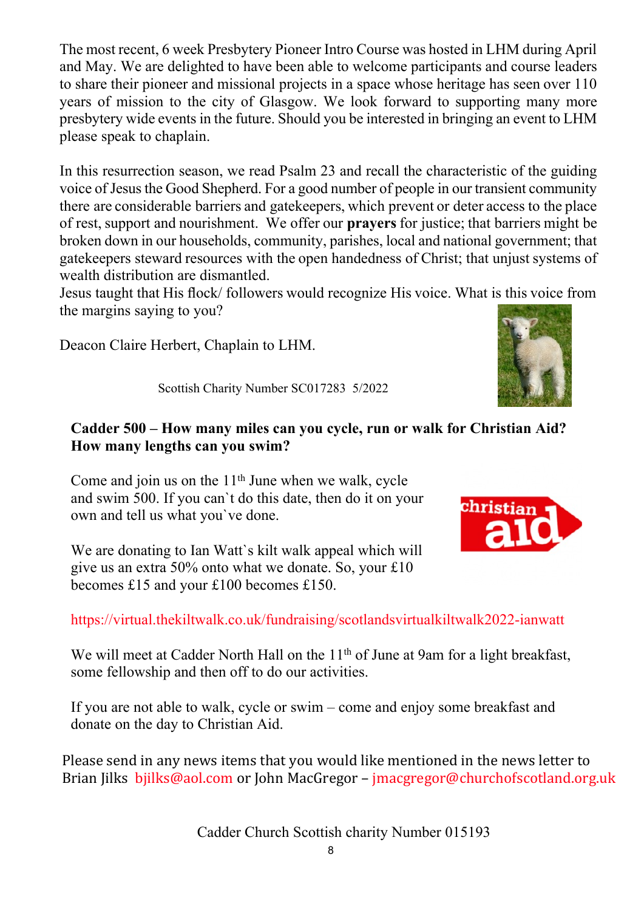The most recent, 6 week Presbytery Pioneer Intro Course was hosted in LHM during April and May. We are delighted to have been able to welcome participants and course leaders to share their pioneer and missional projects in a space whose heritage has seen over 110 years of mission to the city of Glasgow. We look forward to supporting many more presbytery wide events in the future. Should you be interested in bringing an event to LHM please speak to chaplain.

In this resurrection season, we read Psalm 23 and recall the characteristic of the guiding voice of Jesus the Good Shepherd. For a good number of people in our transient community there are considerable barriers and gatekeepers, which prevent or deter access to the place of rest, support and nourishment. We offer our **prayers** for justice; that barriers might be broken down in our households, community, parishes, local and national government; that gatekeepers steward resources with the open handedness of Christ; that unjust systems of wealth distribution are dismantled.

Jesus taught that His flock/ followers would recognize His voice. What is this voice from the margins saying to you?

Deacon Claire Herbert, Chaplain to LHM.

Scottish Charity Number SC017283 5/2022

**Cadder 500 – How many miles can you cycle, run or walk for Christian Aid? How many lengths can you swim?**

Come and join us on the 11th June when we walk, cycle and swim 500. If you can`t do this date, then do it on your own and tell us what you`ve done.

We are donating to Ian Watt`s kilt walk appeal which will give us an extra 50% onto what we donate. So, your £10 becomes £15 and your £100 becomes £150.

https://virtual.thekiltwalk.co.uk/fundraising/scotlandsvirtualkiltwalk2022-ianwatt

We will meet at Cadder North Hall on the 11th of June at 9am for a light breakfast, some fellowship and then off to do our activities.

If you are not able to walk, cycle or swim – come and enjoy some breakfast and donate on the day to Christian Aid.

Please send in any news items that you would like mentioned in the news letter to Brian Jilks bjilks@aol.com or John MacGregor – jmacgregor@churchofscotland.org.uk

Cadder Church Scottish charity Number 015193